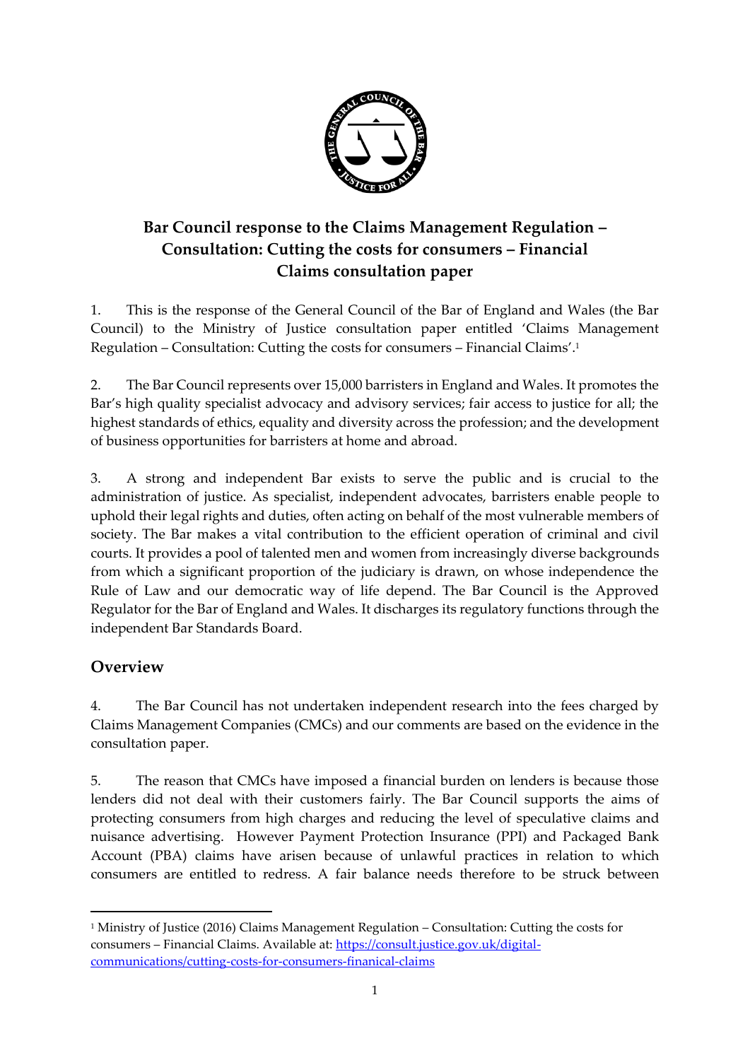# Bar Council response to the Claims Management Regulation – Consultation: Cutting the costs for consumers – Financial Claims consultation paper

1. This is the response of the General Council of the Bar of England and Wales (the Bar Council) to the Ministry of Justice consultation paper entitled 'Claims Management Regulation – Consultation: Cutting the costs for consumers – Financial Claims'.[1]

2. The Bar Council represents over 15,000 barristers in England and Wales. It promotes the Bar's high quality specialist advocacy and advisory services; fair access to justice for all; the highest standards of ethics, equality and diversity across the profession; and the development of business opportunities for barristers at home and abroad.

3. A strong and independent Bar exists to serve the public and is crucial to the administration of justice. As specialist, independent advocates, barristers enable people to uphold their legal rights and duties, often acting on behalf of the most vulnerable members of society. The Bar makes a vital contribution to the efficient operation of criminal and civil courts. It provides a pool of talented men and women from increasingly diverse backgrounds from which a significant proportion of the judiciary is drawn, on whose independence the Rule of Law and our democratic way of life depend. The Bar Council is the Approved Regulator for the Bar of England and Wales. It discharges its regulatory functions through the independent Bar Standards Board.

## Overview

4. The Bar Council has not undertaken independent research into the fees charged by Claims Management Companies (CMCs) and our comments are based on the evidence in the consultation paper.

5. The reason that CMCs have imposed a financial burden on lenders is because those lenders did not deal with their customers fairly. The Bar Council supports the aims of protecting consumers from high charges and reducing the level of speculative claims and nuisance advertising. However Payment Protection Insurance (PPI) and Packaged Bank Account (PBA) claims have arisen because of unlawful practices in relation to which consumers are entitled to redress. A fair balance needs therefore to be struck between

[1] Ministry of Justice (2016) Claims Management Regulation – Consultation: Cutting the costs for consumers – Financial Claims. Available at: https://consult.justice.gov.uk/digital-communications/cutting-costs-for-consumers-finanical-claims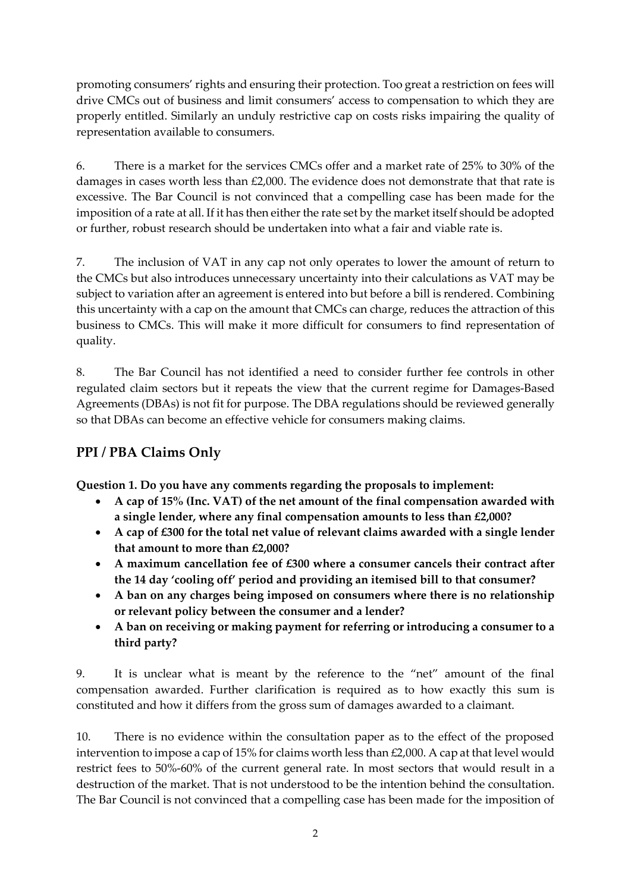promoting consumers' rights and ensuring their protection. Too great a restriction on fees will drive CMCs out of business and limit consumers' access to compensation to which they are properly entitled. Similarly an unduly restrictive cap on costs risks impairing the quality of representation available to consumers.

6. There is a market for the services CMCs offer and a market rate of 25% to 30% of the damages in cases worth less than £2,000. The evidence does not demonstrate that that rate is excessive. The Bar Council is not convinced that a compelling case has been made for the imposition of a rate at all. If it has then either the rate set by the market itself should be adopted or further, robust research should be undertaken into what a fair and viable rate is.

7. The inclusion of VAT in any cap not only operates to lower the amount of return to the CMCs but also introduces unnecessary uncertainty into their calculations as VAT may be subject to variation after an agreement is entered into but before a bill is rendered. Combining this uncertainty with a cap on the amount that CMCs can charge, reduces the attraction of this business to CMCs. This will make it more difficult for consumers to find representation of quality.

8. The Bar Council has not identified a need to consider further fee controls in other regulated claim sectors but it repeats the view that the current regime for Damages-Based Agreements (DBAs) is not fit for purpose. The DBA regulations should be reviewed generally so that DBAs can become an effective vehicle for consumers making claims.

## PPI / PBA Claims Only

**Question 1. Do you have any comments regarding the proposals to implement:**

- **A cap of 15% (Inc. VAT) of the net amount of the final compensation awarded with a single lender, where any final compensation amounts to less than £2,000?**
- **A cap of £300 for the total net value of relevant claims awarded with a single lender that amount to more than £2,000?**
- **A maximum cancellation fee of £300 where a consumer cancels their contract after the 14 day 'cooling off' period and providing an itemised bill to that consumer?**
- **A ban on any charges being imposed on consumers where there is no relationship or relevant policy between the consumer and a lender?**
- **A ban on receiving or making payment for referring or introducing a consumer to a third party?**

9. It is unclear what is meant by the reference to the "net" amount of the final compensation awarded. Further clarification is required as to how exactly this sum is constituted and how it differs from the gross sum of damages awarded to a claimant.

10. There is no evidence within the consultation paper as to the effect of the proposed intervention to impose a cap of 15% for claims worth less than £2,000. A cap at that level would restrict fees to 50%-60% of the current general rate. In most sectors that would result in a destruction of the market. That is not understood to be the intention behind the consultation. The Bar Council is not convinced that a compelling case has been made for the imposition of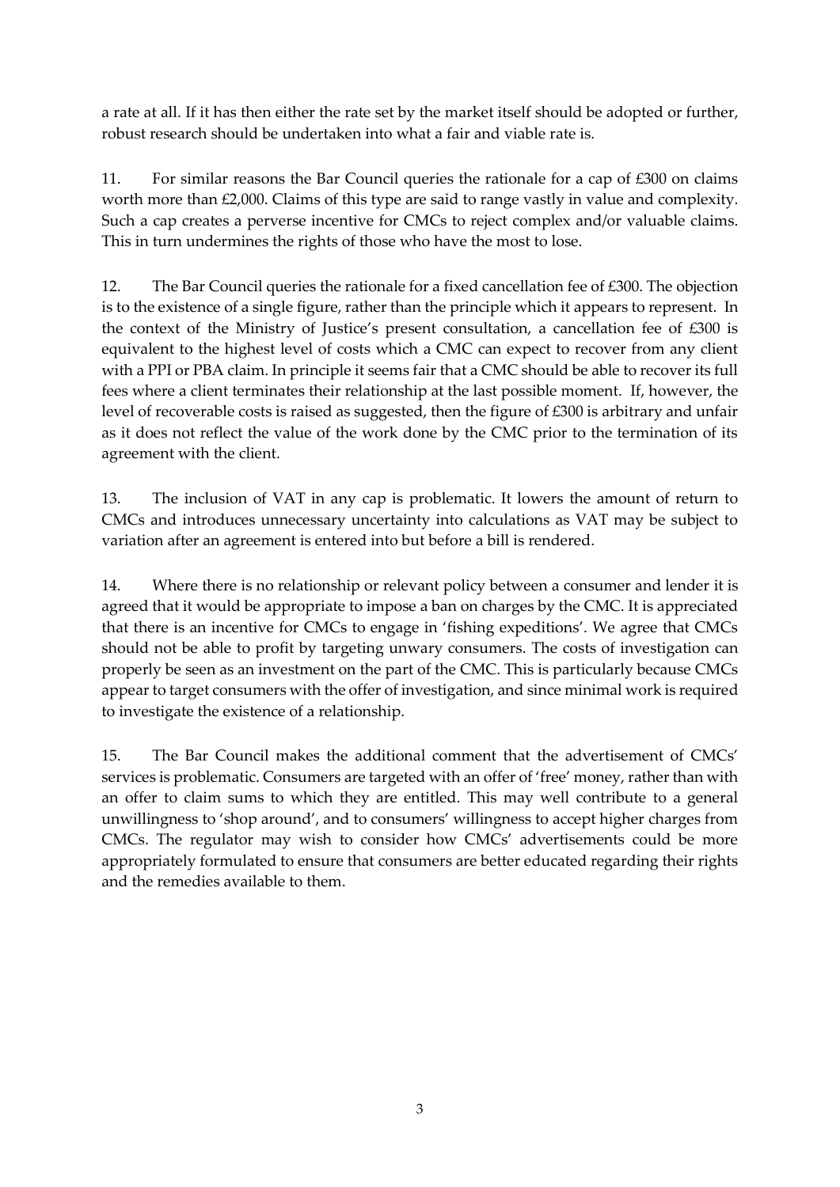a rate at all. If it has then either the rate set by the market itself should be adopted or further, robust research should be undertaken into what a fair and viable rate is.

11. For similar reasons the Bar Council queries the rationale for a cap of £300 on claims worth more than £2,000. Claims of this type are said to range vastly in value and complexity. Such a cap creates a perverse incentive for CMCs to reject complex and/or valuable claims. This in turn undermines the rights of those who have the most to lose.

12. The Bar Council queries the rationale for a fixed cancellation fee of £300. The objection is to the existence of a single figure, rather than the principle which it appears to represent. In the context of the Ministry of Justice's present consultation, a cancellation fee of £300 is equivalent to the highest level of costs which a CMC can expect to recover from any client with a PPI or PBA claim. In principle it seems fair that a CMC should be able to recover its full fees where a client terminates their relationship at the last possible moment. If, however, the level of recoverable costs is raised as suggested, then the figure of £300 is arbitrary and unfair as it does not reflect the value of the work done by the CMC prior to the termination of its agreement with the client.

13. The inclusion of VAT in any cap is problematic. It lowers the amount of return to CMCs and introduces unnecessary uncertainty into calculations as VAT may be subject to variation after an agreement is entered into but before a bill is rendered.

14. Where there is no relationship or relevant policy between a consumer and lender it is agreed that it would be appropriate to impose a ban on charges by the CMC. It is appreciated that there is an incentive for CMCs to engage in 'fishing expeditions'. We agree that CMCs should not be able to profit by targeting unwary consumers. The costs of investigation can properly be seen as an investment on the part of the CMC. This is particularly because CMCs appear to target consumers with the offer of investigation, and since minimal work is required to investigate the existence of a relationship.

15. The Bar Council makes the additional comment that the advertisement of CMCs' services is problematic. Consumers are targeted with an offer of 'free' money, rather than with an offer to claim sums to which they are entitled. This may well contribute to a general unwillingness to 'shop around', and to consumers' willingness to accept higher charges from CMCs. The regulator may wish to consider how CMCs' advertisements could be more appropriately formulated to ensure that consumers are better educated regarding their rights and the remedies available to them.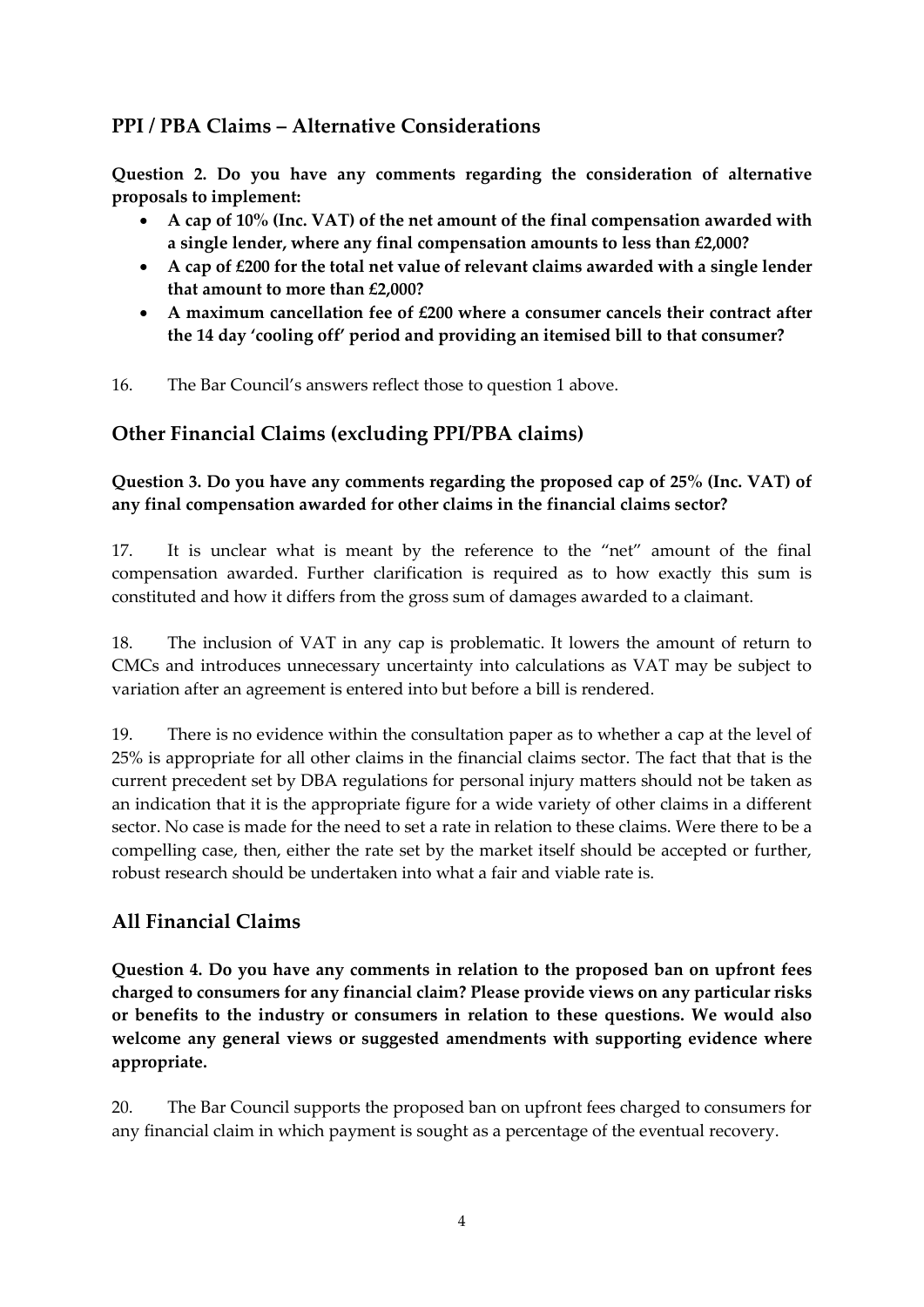## PPI / PBA Claims – Alternative Considerations

**Question 2. Do you have any comments regarding the consideration of alternative proposals to implement:**

- **A cap of 10% (Inc. VAT) of the net amount of the final compensation awarded with a single lender, where any final compensation amounts to less than £2,000?**
- **A cap of £200 for the total net value of relevant claims awarded with a single lender that amount to more than £2,000?**
- **A maximum cancellation fee of £200 where a consumer cancels their contract after the 14 day 'cooling off' period and providing an itemised bill to that consumer?**

16. The Bar Council's answers reflect those to question 1 above.

## Other Financial Claims (excluding PPI/PBA claims)

**Question 3. Do you have any comments regarding the proposed cap of 25% (Inc. VAT) of any final compensation awarded for other claims in the financial claims sector?**

17. It is unclear what is meant by the reference to the "net" amount of the final compensation awarded. Further clarification is required as to how exactly this sum is constituted and how it differs from the gross sum of damages awarded to a claimant.

18. The inclusion of VAT in any cap is problematic. It lowers the amount of return to CMCs and introduces unnecessary uncertainty into calculations as VAT may be subject to variation after an agreement is entered into but before a bill is rendered.

19. There is no evidence within the consultation paper as to whether a cap at the level of 25% is appropriate for all other claims in the financial claims sector. The fact that that is the current precedent set by DBA regulations for personal injury matters should not be taken as an indication that it is the appropriate figure for a wide variety of other claims in a different sector. No case is made for the need to set a rate in relation to these claims. Were there to be a compelling case, then, either the rate set by the market itself should be accepted or further, robust research should be undertaken into what a fair and viable rate is.

## All Financial Claims

**Question 4. Do you have any comments in relation to the proposed ban on upfront fees charged to consumers for any financial claim? Please provide views on any particular risks or benefits to the industry or consumers in relation to these questions. We would also welcome any general views or suggested amendments with supporting evidence where appropriate.**

20. The Bar Council supports the proposed ban on upfront fees charged to consumers for any financial claim in which payment is sought as a percentage of the eventual recovery.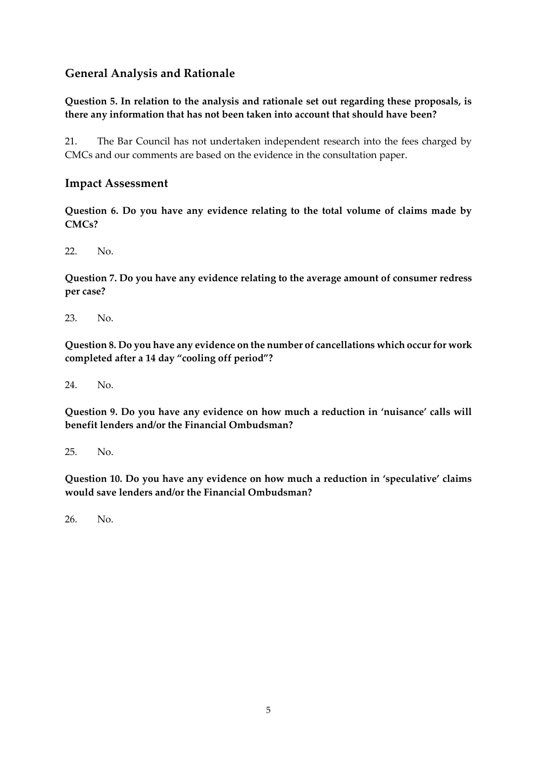## General Analysis and Rationale

**Question 5. In relation to the analysis and rationale set out regarding these proposals, is there any information that has not been taken into account that should have been?**

21. The Bar Council has not undertaken independent research into the fees charged by CMCs and our comments are based on the evidence in the consultation paper.

## Impact Assessment

**Question 6. Do you have any evidence relating to the total volume of claims made by CMCs?**

22. No.

**Question 7. Do you have any evidence relating to the average amount of consumer redress per case?**

23. No.

**Question 8. Do you have any evidence on the number of cancellations which occur for work completed after a 14 day "cooling off period"?**

24. No.

**Question 9. Do you have any evidence on how much a reduction in 'nuisance' calls will benefit lenders and/or the Financial Ombudsman?**

25. No.

**Question 10. Do you have any evidence on how much a reduction in 'speculative' claims would save lenders and/or the Financial Ombudsman?**

26. No.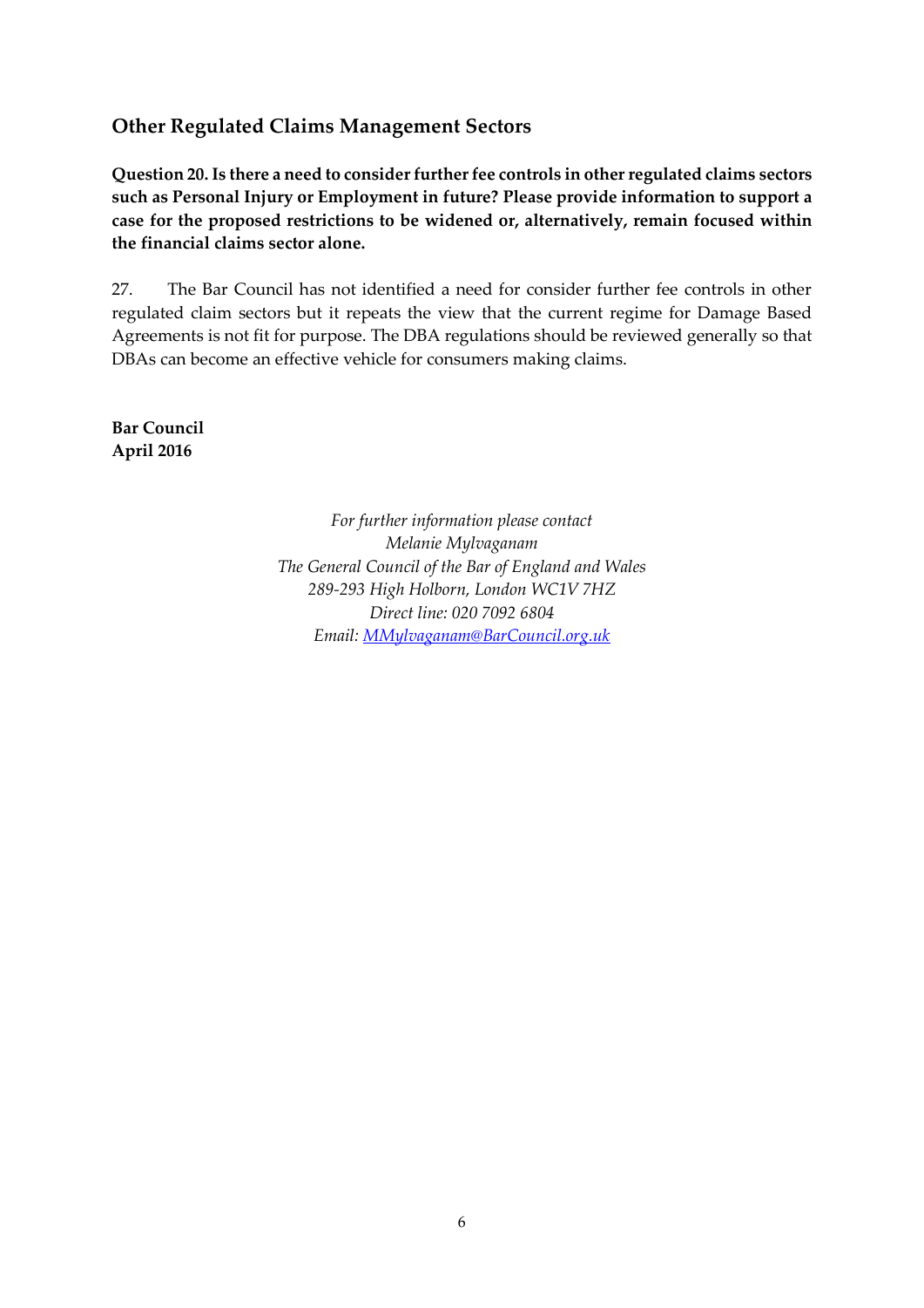## Other Regulated Claims Management Sectors

**Question 20. Is there a need to consider further fee controls in other regulated claims sectors such as Personal Injury or Employment in future? Please provide information to support a case for the proposed restrictions to be widened or, alternatively, remain focused within the financial claims sector alone.**

27. The Bar Council has not identified a need for consider further fee controls in other regulated claim sectors but it repeats the view that the current regime for Damage Based Agreements is not fit for purpose. The DBA regulations should be reviewed generally so that DBAs can become an effective vehicle for consumers making claims.

**Bar Council**
**April 2016**

*For further information please contact*
*Melanie Mylvaganam*
*The General Council of the Bar of England and Wales*
*289-293 High Holborn, London WC1V 7HZ*
*Direct line: 020 7092 6804*
*Email: [MMylvaganam@BarCouncil.org.uk](mailto:MMylvaganam@BarCouncil.org.uk)*